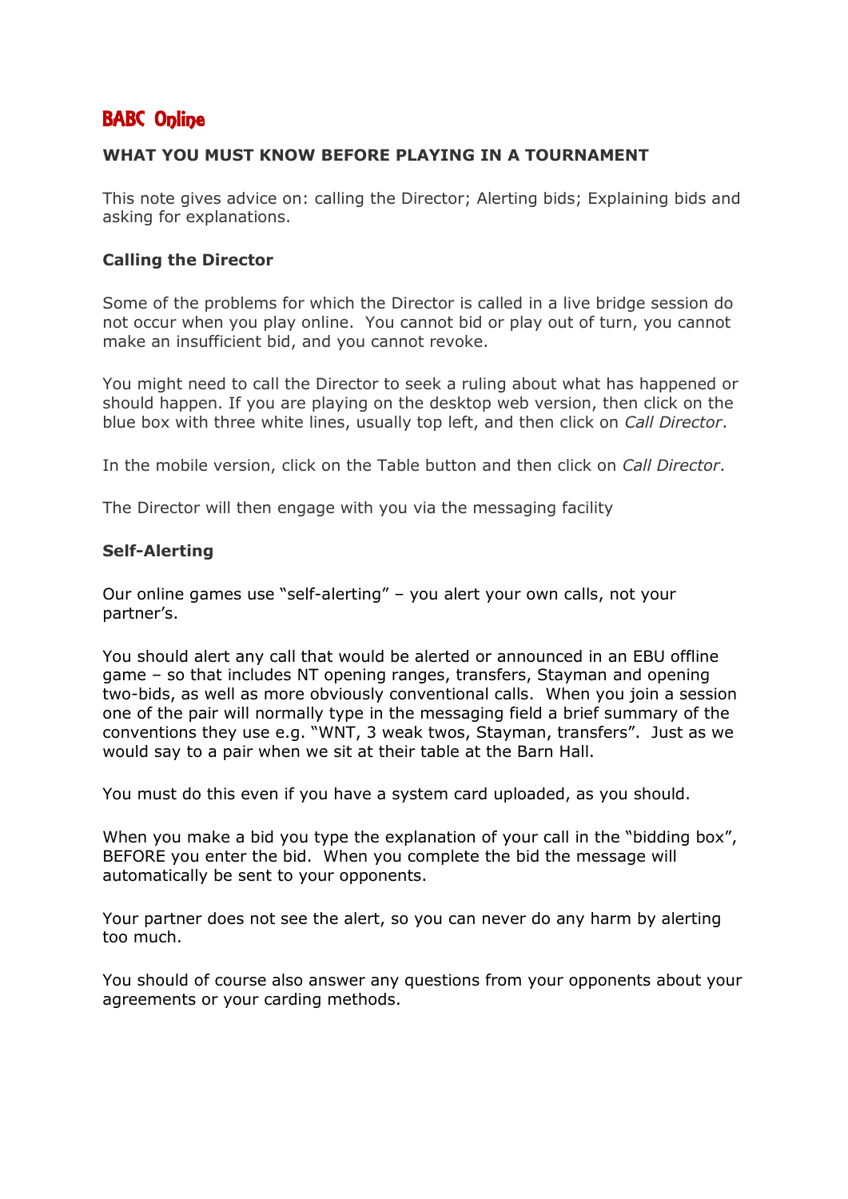# BABC Online

## WHAT YOU MUST KNOW BEFORE PLAYING IN A TOURNAMENT

This note gives advice on: calling the Director; Alerting bids; Explaining bids and asking for explanations.

### Calling the Director

Some of the problems for which the Director is called in a live bridge session do not occur when you play online. You cannot bid or play out of turn, you cannot make an insufficient bid, and you cannot revoke.

You might need to call the Director to seek a ruling about what has happened or should happen. If you are playing on the desktop web version, then click on the blue box with three white lines, usually top left, and then click on *Call Director*.

In the mobile version, click on the Table button and then click on *Call Director*.

The Director will then engage with you via the messaging facility

### Self-Alerting

Our online games use "self-alerting" – you alert your own calls, not your partner's.

You should alert any call that would be alerted or announced in an EBU offline game – so that includes NT opening ranges, transfers, Stayman and opening two-bids, as well as more obviously conventional calls. When you join a session one of the pair will normally type in the messaging field a brief summary of the conventions they use e.g. "WNT, 3 weak twos, Stayman, transfers". Just as we would say to a pair when we sit at their table at the Barn Hall.

You must do this even if you have a system card uploaded, as you should.

When you make a bid you type the explanation of your call in the "bidding box", BEFORE you enter the bid. When you complete the bid the message will automatically be sent to your opponents.

Your partner does not see the alert, so you can never do any harm by alerting too much.

You should of course also answer any questions from your opponents about your agreements or your carding methods.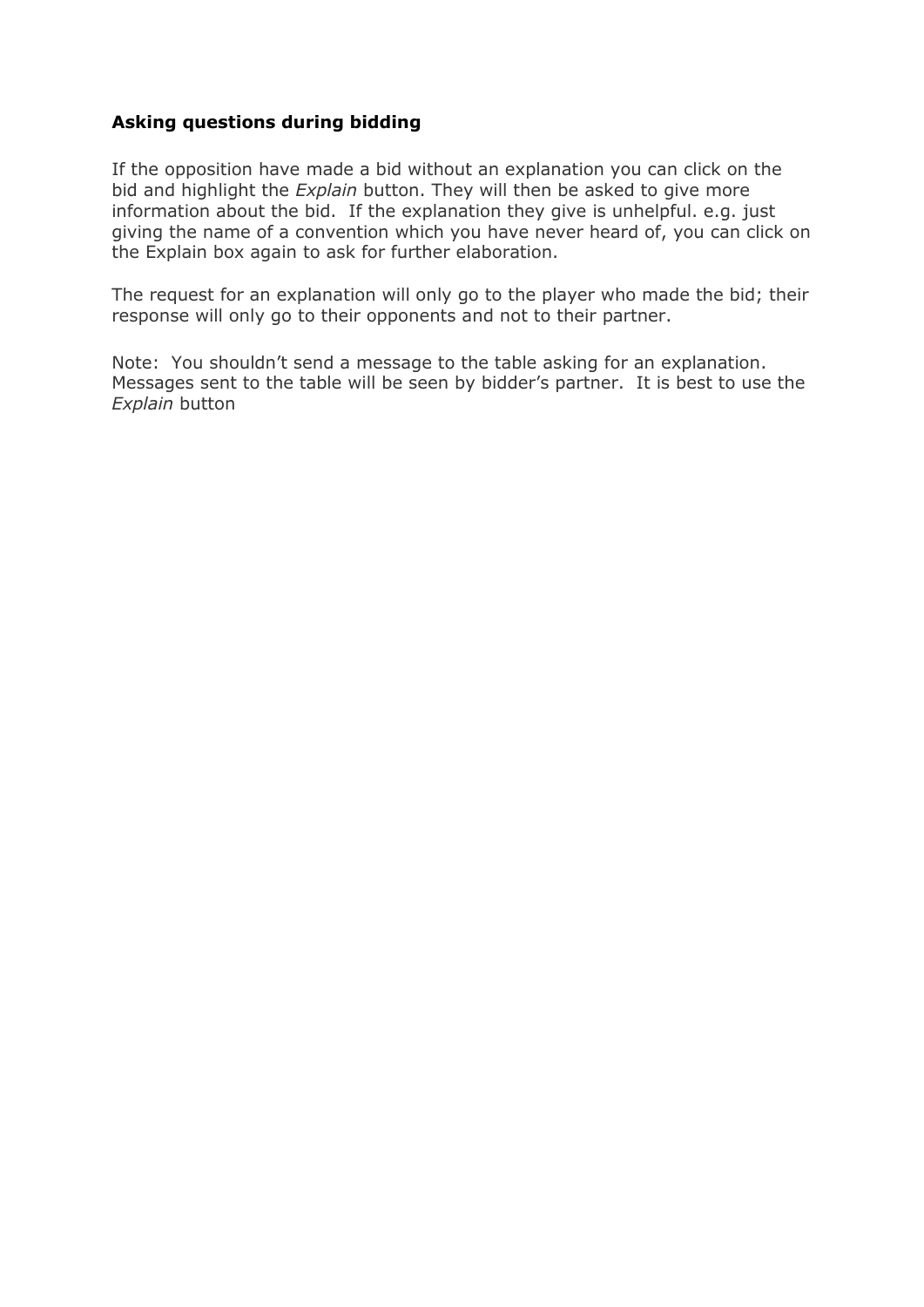**Asking questions during bidding**

If the opposition have made a bid without an explanation you can click on the bid and highlight the *Explain* button. They will then be asked to give more information about the bid. If the explanation they give is unhelpful. e.g. just giving the name of a convention which you have never heard of, you can click on the Explain box again to ask for further elaboration.

The request for an explanation will only go to the player who made the bid; their response will only go to their opponents and not to their partner.

Note: You shouldn't send a message to the table asking for an explanation. Messages sent to the table will be seen by bidder's partner. It is best to use the *Explain* button